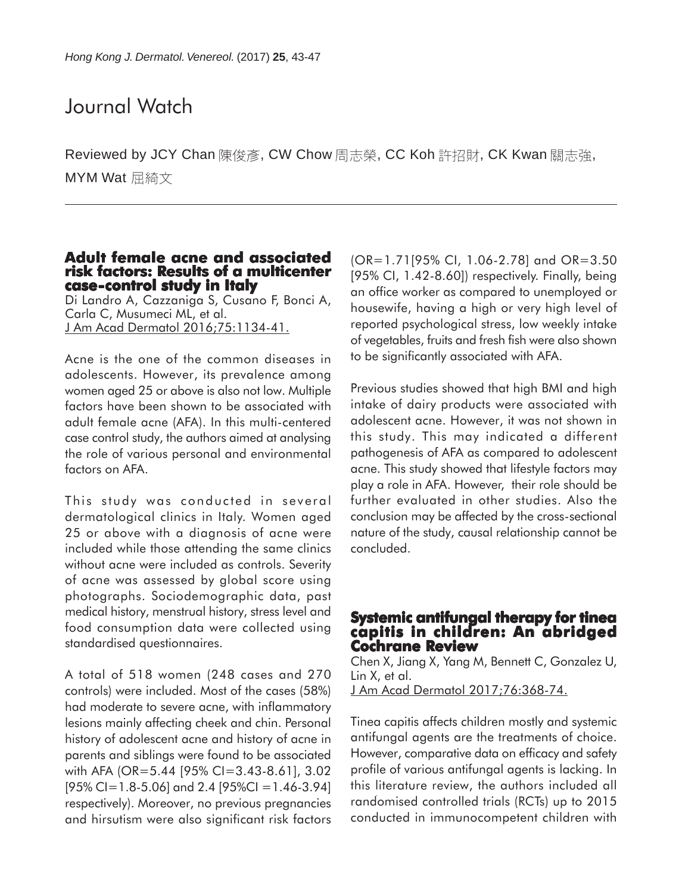# Journal Watch

Reviewed by JCY Chan 陳俊彥, CW Chow 周志榮, CC Koh 許招財, CK Kwan 關志強, MYM Wat 屈綺文

## Adult female acne and associated risk factors: Results of a multicenter case-control study in Italy

Di Landro A, Cazzaniga S, Cusano F, Bonci A, Carla C, Musumeci ML, et al.
J Am Acad Dermatol 2016;75:1134-41.

Acne is the one of the common diseases in adolescents. However, its prevalence among women aged 25 or above is also not low. Multiple factors have been shown to be associated with adult female acne (AFA). In this multi-centered case control study, the authors aimed at analysing the role of various personal and environmental factors on AFA.

This study was conducted in several dermatological clinics in Italy. Women aged 25 or above with a diagnosis of acne were included while those attending the same clinics without acne were included as controls. Severity of acne was assessed by global score using photographs. Sociodemographic data, past medical history, menstrual history, stress level and food consumption data were collected using standardised questionnaires.

A total of 518 women (248 cases and 270 controls) were included. Most of the cases (58%) had moderate to severe acne, with inflammatory lesions mainly affecting cheek and chin. Personal history of adolescent acne and history of acne in parents and siblings were found to be associated with AFA (OR=5.44 [95% CI=3.43-8.61], 3.02 [95% CI=1.8-5.06] and 2.4 [95%CI =1.46-3.94] respectively). Moreover, no previous pregnancies and hirsutism were also significant risk factors (OR=1.71[95% CI, 1.06-2.78] and OR=3.50 [95% CI, 1.42-8.60]) respectively. Finally, being an office worker as compared to unemployed or housewife, having a high or very high level of reported psychological stress, low weekly intake of vegetables, fruits and fresh fish were also shown to be significantly associated with AFA.

Previous studies showed that high BMI and high intake of dairy products were associated with adolescent acne. However, it was not shown in this study. This may indicated a different pathogenesis of AFA as compared to adolescent acne. This study showed that lifestyle factors may play a role in AFA. However, their role should be further evaluated in other studies. Also the conclusion may be affected by the cross-sectional nature of the study, causal relationship cannot be concluded.

## Systemic antifungal therapy for tinea capitis in children: An abridged Cochrane Review

Chen X, Jiang X, Yang M, Bennett C, Gonzalez U, Lin X, et al.
J Am Acad Dermatol 2017;76:368-74.

Tinea capitis affects children mostly and systemic antifungal agents are the treatments of choice. However, comparative data on efficacy and safety profile of various antifungal agents is lacking. In this literature review, the authors included all randomised controlled trials (RCTs) up to 2015 conducted in immunocompetent children with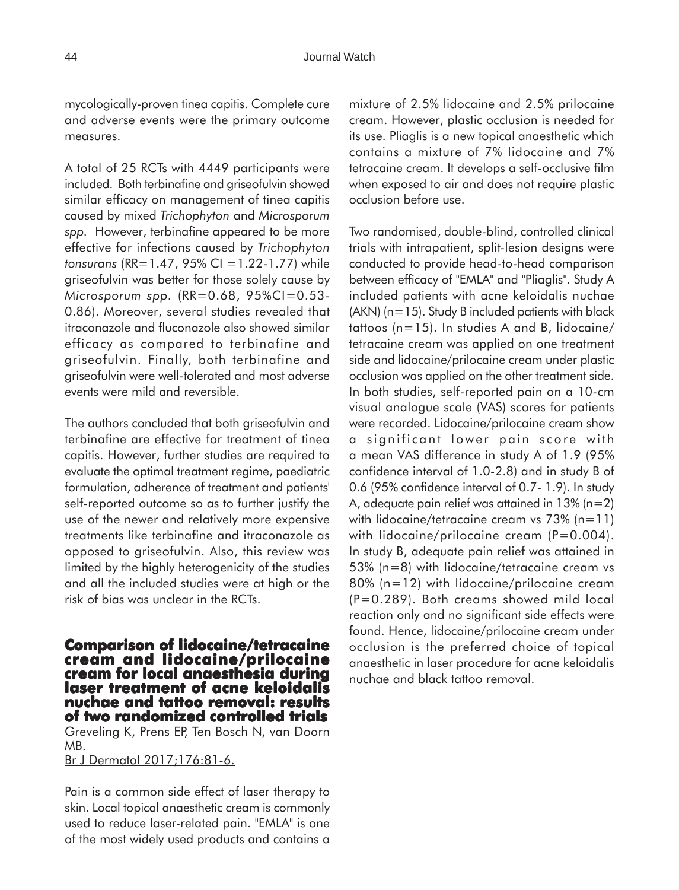mycologically-proven tinea capitis. Complete cure and adverse events were the primary outcome measures.

A total of 25 RCTs with 4449 participants were included. Both terbinafine and griseofulvin showed similar efficacy on management of tinea capitis caused by mixed *Trichophyton* and *Microsporum spp.* However, terbinafine appeared to be more effective for infections caused by *Trichophyton tonsurans* (RR=1.47, 95% CI =1.22-1.77) while griseofulvin was better for those solely cause by *Microsporum spp.* (RR=0.68, 95%CI=0.53-0.86). Moreover, several studies revealed that itraconazole and fluconazole also showed similar efficacy as compared to terbinafine and griseofulvin. Finally, both terbinafine and griseofulvin were well-tolerated and most adverse events were mild and reversible.

The authors concluded that both griseofulvin and terbinafine are effective for treatment of tinea capitis. However, further studies are required to evaluate the optimal treatment regime, paediatric formulation, adherence of treatment and patients' self-reported outcome so as to further justify the use of the newer and relatively more expensive treatments like terbinafine and itraconazole as opposed to griseofulvin. Also, this review was limited by the highly heterogenicity of the studies and all the included studies were at high or the risk of bias was unclear in the RCTs.

## Comparison of lidocaine/tetracaine cream and lidocaine/prilocaine cream for local anaesthesia during laser treatment of acne keloidalis nuchae and tattoo removal: results of two randomized controlled trials

Greveling K, Prens EP, Ten Bosch N, van Doorn MB.

Br J Dermatol 2017;176:81-6.

Pain is a common side effect of laser therapy to skin. Local topical anaesthetic cream is commonly used to reduce laser-related pain. "EMLA" is one of the most widely used products and contains a mixture of 2.5% lidocaine and 2.5% prilocaine cream. However, plastic occlusion is needed for its use. Pliaglis is a new topical anaesthetic which contains a mixture of 7% lidocaine and 7% tetracaine cream. It develops a self-occlusive film when exposed to air and does not require plastic occlusion before use.

Two randomised, double-blind, controlled clinical trials with intrapatient, split-lesion designs were conducted to provide head-to-head comparison between efficacy of "EMLA" and "Pliaglis". Study A included patients with acne keloidalis nuchae (AKN) (n=15). Study B included patients with black tattoos (n=15). In studies A and B, lidocaine/tetracaine cream was applied on one treatment side and lidocaine/prilocaine cream under plastic occlusion was applied on the other treatment side. In both studies, self-reported pain on a 10-cm visual analogue scale (VAS) scores for patients were recorded. Lidocaine/prilocaine cream show a significant lower pain score with a mean VAS difference in study A of 1.9 (95% confidence interval of 1.0-2.8) and in study B of 0.6 (95% confidence interval of 0.7- 1.9). In study A, adequate pain relief was attained in 13% (n=2) with lidocaine/tetracaine cream vs 73% (n=11) with lidocaine/prilocaine cream (P=0.004). In study B, adequate pain relief was attained in 53% (n=8) with lidocaine/tetracaine cream vs 80% (n=12) with lidocaine/prilocaine cream (P=0.289). Both creams showed mild local reaction only and no significant side effects were found. Hence, lidocaine/prilocaine cream under occlusion is the preferred choice of topical anaesthetic in laser procedure for acne keloidalis nuchae and black tattoo removal.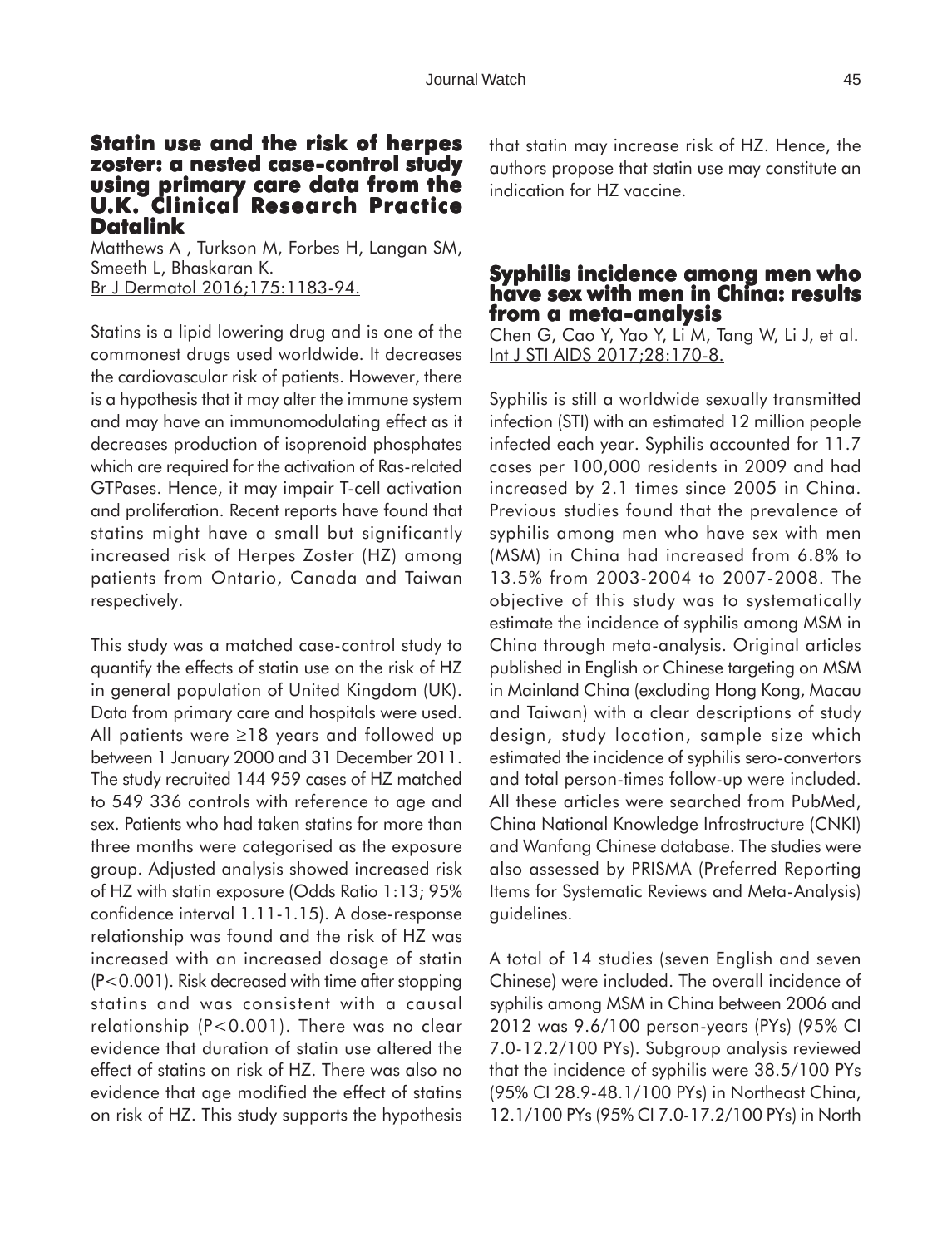## Statin use and the risk of herpes zoster: a nested case-control study using primary care data from the U.K. Clinical Research Practice Datalink

Matthews A , Turkson M, Forbes H, Langan SM, Smeeth L, Bhaskaran K.
Br J Dermatol 2016;175:1183-94.

Statins is a lipid lowering drug and is one of the commonest drugs used worldwide. It decreases the cardiovascular risk of patients. However, there is a hypothesis that it may alter the immune system and may have an immunomodulating effect as it decreases production of isoprenoid phosphates which are required for the activation of Ras-related GTPases. Hence, it may impair T-cell activation and proliferation. Recent reports have found that statins might have a small but significantly increased risk of Herpes Zoster (HZ) among patients from Ontario, Canada and Taiwan respectively.

This study was a matched case-control study to quantify the effects of statin use on the risk of HZ in general population of United Kingdom (UK). Data from primary care and hospitals were used. All patients were ≥18 years and followed up between 1 January 2000 and 31 December 2011. The study recruited 144 959 cases of HZ matched to 549 336 controls with reference to age and sex. Patients who had taken statins for more than three months were categorised as the exposure group. Adjusted analysis showed increased risk of HZ with statin exposure (Odds Ratio 1:13; 95% confidence interval 1.11-1.15). A dose-response relationship was found and the risk of HZ was increased with an increased dosage of statin ($P<0.001$). Risk decreased with time after stopping statins and was consistent with a causal relationship ($P<0.001$). There was no clear evidence that duration of statin use altered the effect of statins on risk of HZ. There was also no evidence that age modified the effect of statins on risk of HZ. This study supports the hypothesis that statin may increase risk of HZ. Hence, the authors propose that statin use may constitute an indication for HZ vaccine.

## Syphilis incidence among men who have sex with men in China: results from a meta-analysis

Chen G, Cao Y, Yao Y, Li M, Tang W, Li J, et al.
Int J STI AIDS 2017;28:170-8.

Syphilis is still a worldwide sexually transmitted infection (STI) with an estimated 12 million people infected each year. Syphilis accounted for 11.7 cases per 100,000 residents in 2009 and had increased by 2.1 times since 2005 in China. Previous studies found that the prevalence of syphilis among men who have sex with men (MSM) in China had increased from 6.8% to 13.5% from 2003-2004 to 2007-2008. The objective of this study was to systematically estimate the incidence of syphilis among MSM in China through meta-analysis. Original articles published in English or Chinese targeting on MSM in Mainland China (excluding Hong Kong, Macau and Taiwan) with a clear descriptions of study design, study location, sample size which estimated the incidence of syphilis sero-convertors and total person-times follow-up were included. All these articles were searched from PubMed, China National Knowledge Infrastructure (CNKI) and Wanfang Chinese database. The studies were also assessed by PRISMA (Preferred Reporting Items for Systematic Reviews and Meta-Analysis) guidelines.

A total of 14 studies (seven English and seven Chinese) were included. The overall incidence of syphilis among MSM in China between 2006 and 2012 was 9.6/100 person-years (PYs) (95% CI 7.0-12.2/100 PYs). Subgroup analysis reviewed that the incidence of syphilis were 38.5/100 PYs (95% CI 28.9-48.1/100 PYs) in Northeast China, 12.1/100 PYs (95% CI 7.0-17.2/100 PYs) in North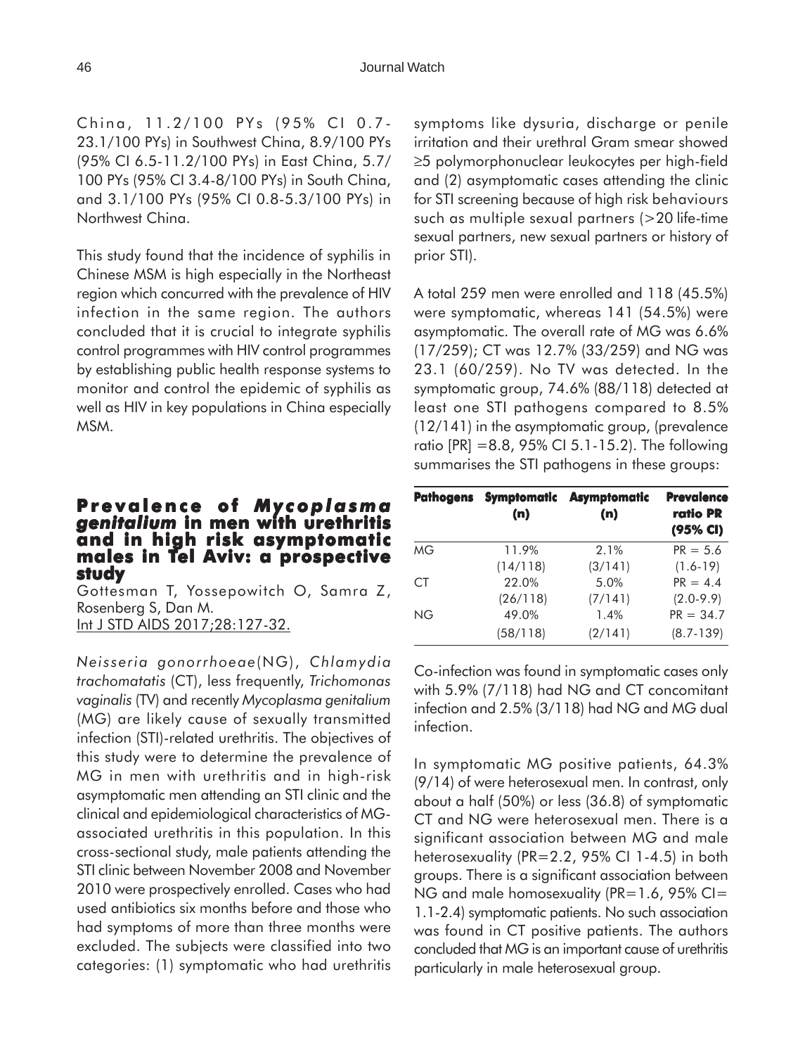China, 11.2/100 PYs (95% CI 0.7-23.1/100 PYs) in Southwest China, 8.9/100 PYs (95% CI 6.5-11.2/100 PYs) in East China, 5.7/100 PYs (95% CI 3.4-8/100 PYs) in South China, and 3.1/100 PYs (95% CI 0.8-5.3/100 PYs) in Northwest China.

This study found that the incidence of syphilis in Chinese MSM is high especially in the Northeast region which concurred with the prevalence of HIV infection in the same region. The authors concluded that it is crucial to integrate syphilis control programmes with HIV control programmes by establishing public health response systems to monitor and control the epidemic of syphilis as well as HIV in key populations in China especially MSM.

## Prevalence of *Mycoplasma genitalium* in men with urethritis and in high risk asymptomatic males in Tel Aviv: a prospective study

Gottesman T, Yossepowitch O, Samra Z, Rosenberg S, Dan M.
Int J STD AIDS 2017;28:127-32.

*Neisseria gonorrhoeae*(NG), *Chlamydia trachomatatis* (CT), less frequently, *Trichomonas vaginalis* (TV) and recently *Mycoplasma genitalium* (MG) are likely cause of sexually transmitted infection (STI)-related urethritis. The objectives of this study were to determine the prevalence of MG in men with urethritis and in high-risk asymptomatic men attending an STI clinic and the clinical and epidemiological characteristics of MG-associated urethritis in this population. In this cross-sectional study, male patients attending the STI clinic between November 2008 and November 2010 were prospectively enrolled. Cases who had used antibiotics six months before and those who had symptoms of more than three months were excluded. The subjects were classified into two categories: (1) symptomatic who had urethritis symptoms like dysuria, discharge or penile irritation and their urethral Gram smear showed ≥5 polymorphonuclear leukocytes per high-field and (2) asymptomatic cases attending the clinic for STI screening because of high risk behaviours such as multiple sexual partners (>20 life-time sexual partners, new sexual partners or history of prior STI).

A total 259 men were enrolled and 118 (45.5%) were symptomatic, whereas 141 (54.5%) were asymptomatic. The overall rate of MG was 6.6% (17/259); CT was 12.7% (33/259) and NG was 23.1 (60/259). No TV was detected. In the symptomatic group, 74.6% (88/118) detected at least one STI pathogens compared to 8.5% (12/141) in the asymptomatic group, (prevalence ratio [PR] =8.8, 95% CI 5.1-15.2). The following summarises the STI pathogens in these groups:

| Pathogens | Symptomatic (n) | Asymptomatic (n) | Prevalence ratio PR (95% CI) |
|---|---|---|---|
| MG | 11.9% (14/118) | 2.1% (3/141) | PR = 5.6 (1.6-19) |
| CT | 22.0% (26/118) | 5.0% (7/141) | PR = 4.4 (2.0-9.9) |
| NG | 49.0% (58/118) | 1.4% (2/141) | PR = 34.7 (8.7-139) |

Co-infection was found in symptomatic cases only with 5.9% (7/118) had NG and CT concomitant infection and 2.5% (3/118) had NG and MG dual infection.

In symptomatic MG positive patients, 64.3% (9/14) of were heterosexual men. In contrast, only about a half (50%) or less (36.8) of symptomatic CT and NG were heterosexual men. There is a significant association between MG and male heterosexuality (PR=2.2, 95% CI 1-4.5) in both groups. There is a significant association between NG and male homosexuality (PR=1.6, 95% CI= 1.1-2.4) symptomatic patients. No such association was found in CT positive patients. The authors concluded that MG is an important cause of urethritis particularly in male heterosexual group.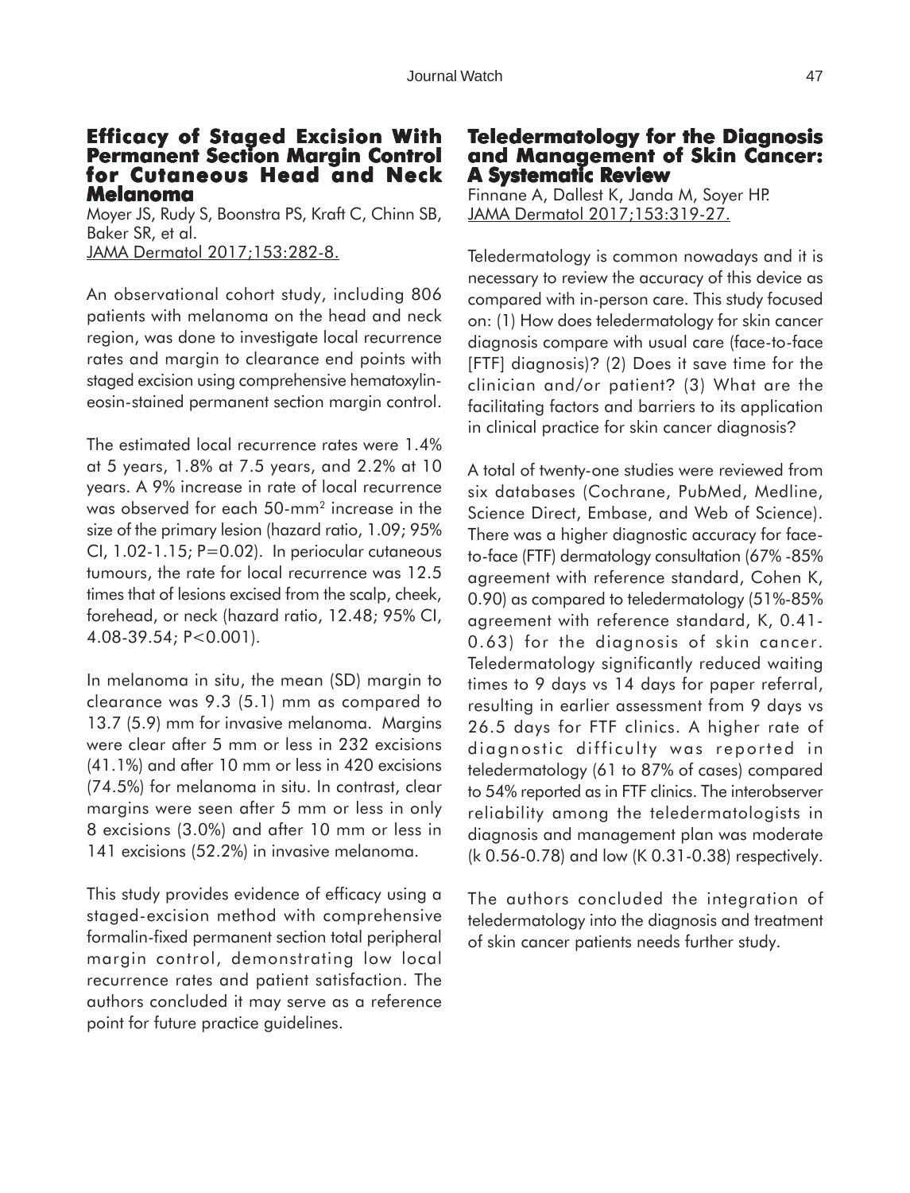## Efficacy of Staged Excision With Permanent Section Margin Control for Cutaneous Head and Neck Melanoma

Moyer JS, Rudy S, Boonstra PS, Kraft C, Chinn SB, Baker SR, et al.
JAMA Dermatol 2017;153:282-8.

An observational cohort study, including 806 patients with melanoma on the head and neck region, was done to investigate local recurrence rates and margin to clearance end points with staged excision using comprehensive hematoxylin-eosin-stained permanent section margin control.

The estimated local recurrence rates were 1.4% at 5 years, 1.8% at 7.5 years, and 2.2% at 10 years. A 9% increase in rate of local recurrence was observed for each 50-mm$^2$ increase in the size of the primary lesion (hazard ratio, 1.09; 95% CI, 1.02-1.15; P=0.02). In periocular cutaneous tumours, the rate for local recurrence was 12.5 times that of lesions excised from the scalp, cheek, forehead, or neck (hazard ratio, 12.48; 95% CI, 4.08-39.54; P<0.001).

In melanoma in situ, the mean (SD) margin to clearance was 9.3 (5.1) mm as compared to 13.7 (5.9) mm for invasive melanoma. Margins were clear after 5 mm or less in 232 excisions (41.1%) and after 10 mm or less in 420 excisions (74.5%) for melanoma in situ. In contrast, clear margins were seen after 5 mm or less in only 8 excisions (3.0%) and after 10 mm or less in 141 excisions (52.2%) in invasive melanoma.

This study provides evidence of efficacy using a staged-excision method with comprehensive formalin-fixed permanent section total peripheral margin control, demonstrating low local recurrence rates and patient satisfaction. The authors concluded it may serve as a reference point for future practice guidelines.

## Teledermatology for the Diagnosis and Management of Skin Cancer: A Systematic Review

Finnane A, Dallest K, Janda M, Soyer HP.
JAMA Dermatol 2017;153:319-27.

Teledermatology is common nowadays and it is necessary to review the accuracy of this device as compared with in-person care. This study focused on: (1) How does teledermatology for skin cancer diagnosis compare with usual care (face-to-face [FTF] diagnosis)? (2) Does it save time for the clinician and/or patient? (3) What are the facilitating factors and barriers to its application in clinical practice for skin cancer diagnosis?

A total of twenty-one studies were reviewed from six databases (Cochrane, PubMed, Medline, Science Direct, Embase, and Web of Science). There was a higher diagnostic accuracy for face-to-face (FTF) dermatology consultation (67% -85% agreement with reference standard, Cohen K, 0.90) as compared to teledermatology (51%-85% agreement with reference standard, K, 0.41-0.63) for the diagnosis of skin cancer. Teledermatology significantly reduced waiting times to 9 days vs 14 days for paper referral, resulting in earlier assessment from 9 days vs 26.5 days for FTF clinics. A higher rate of diagnostic difficulty was reported in teledermatology (61 to 87% of cases) compared to 54% reported as in FTF clinics. The interobserver reliability among the teledermatologists in diagnosis and management plan was moderate (k 0.56-0.78) and low (K 0.31-0.38) respectively.

The authors concluded the integration of teledermatology into the diagnosis and treatment of skin cancer patients needs further study.